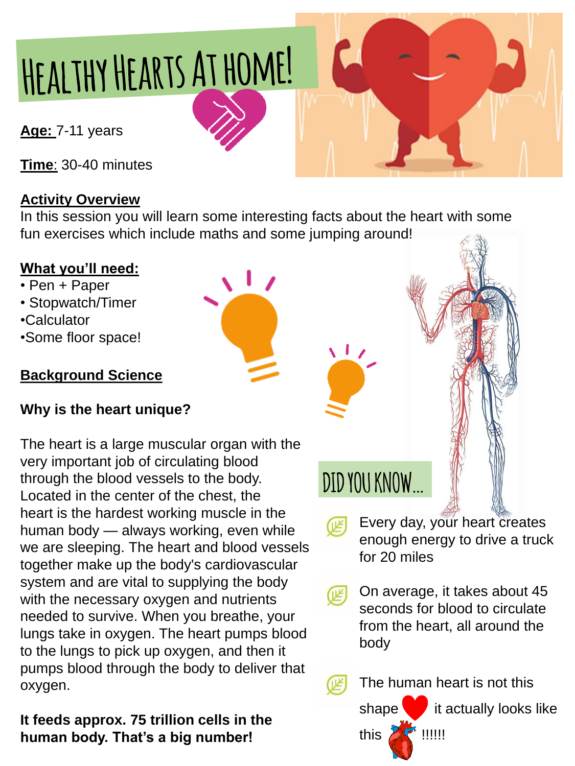# HEALTHY HEARTS AT HOME!

**Age:** 7-11 years

**Time**: 30-40 minutes

**Activity Overview**

In this session you will learn some interesting facts about the heart with some fun exercises which include maths and some jumping around!

**What you'll need:**

- Pen + Paper
- Stopwatch/Timer
- Calculator
- Some floor space!

## Background Science

**Why is the heart unique?**

The heart is a large muscular organ with the very important job of circulating blood through the blood vessels to the body. Located in the center of the chest, the heart is the hardest working muscle in the human body — always working, even while we are sleeping. The heart and blood vessels together make up the body's cardiovascular system and are vital to supplying the body with the necessary oxygen and nutrients needed to survive. When you breathe, your lungs take in oxygen. The heart pumps blood to the lungs to pick up oxygen, and then it pumps blood through the body to deliver that oxygen.

**It feeds approx. 75 trillion cells in the human body. That's a big number!**

## DID YOU KNOW...

- Every day, your heart creates enough energy to drive a truck for 20 miles
- On average, it takes about 45 seconds for blood to circulate from the heart, all around the body
- The human heart is not this shape ❤ it actually looks like this !!!!!!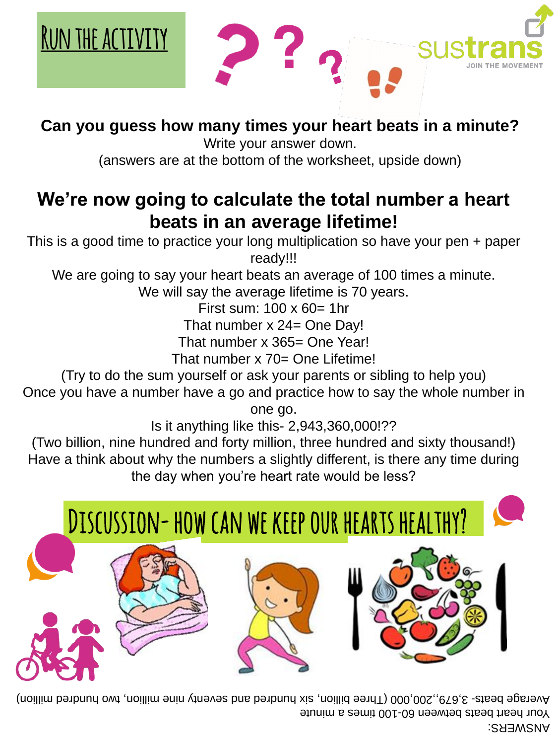# Run the activity

sustrans
JOIN THE MOVEMENT

**Can you guess how many times your heart beats in a minute?**
Write your answer down.
(answers are at the bottom of the worksheet, upside down)

## We're now going to calculate the total number a heart beats in an average lifetime!

This is a good time to practice your long multiplication so have your pen + paper ready!!!

We are going to say your heart beats an average of 100 times a minute.

We will say the average lifetime is 70 years.

First sum: 100 x 60= 1hr

That number x 24= One Day!

That number x 365= One Year!

That number x 70= One Lifetime!

(Try to do the sum yourself or ask your parents or sibling to help you)

Once you have a number have a go and practice how to say the whole number in one go.

Is it anything like this- 2,943,360,000!??

(Two billion, nine hundred and forty million, three hundred and sixty thousand!)

Have a think about why the numbers a slightly different, is there any time during the day when you're heart rate would be less?

## Discussion- how can we keep our hearts healthy?

ANSWERS:
Your heart beats between 60-100 times a minute
Average beats- 3,679,,200,000 (Three billion, six hundred and seventy nine million, two hundred million)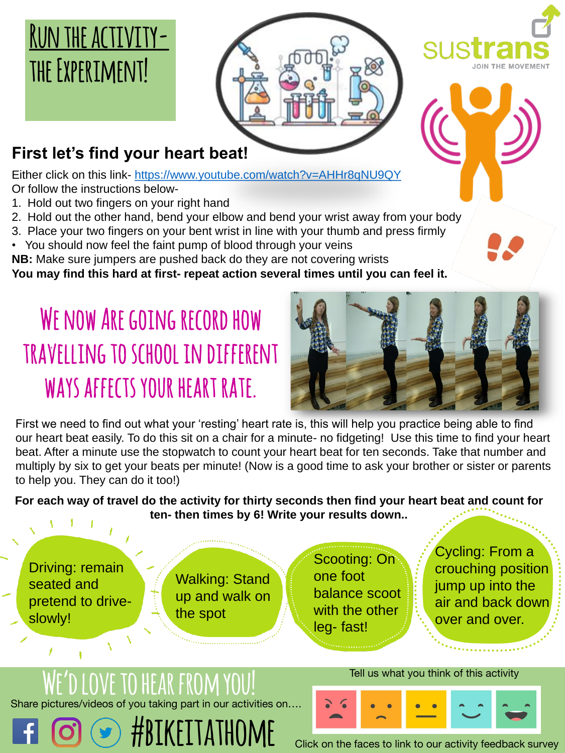# Run the Activity- The Experiment!

sustrans
JOIN THE MOVEMENT

## First let's find your heart beat!

Either click on this link- https://www.youtube.com/watch?v=AHHr8qNU9QY
Or follow the instructions below-

1. Hold out two fingers on your right hand
2. Hold out the other hand, bend your elbow and bend your wrist away from your body
3. Place your two fingers on your bent wrist in line with your thumb and press firmly

- You should now feel the faint pump of blood through your veins

**NB:** Make sure jumpers are pushed back do they are not covering wrists
**You may find this hard at first- repeat action several times until you can feel it.**

## We now are going record how travelling to school in different ways affects your heart rate.

First we need to find out what your 'resting' heart rate is, this will help you practice being able to find our heart beat easily. To do this sit on a chair for a minute- no fidgeting! Use this time to find your heart beat. After a minute use the stopwatch to count your heart beat for ten seconds. Take that number and multiply by six to get your beats per minute! (Now is a good time to ask your brother or sister or parents to help you. They can do it too!)

**For each way of travel do the activity for thirty seconds then find your heart beat and count for ten- then times by 6! Write your results down..**

Driving: remain seated and pretend to drive- slowly!

Walking: Stand up and walk on the spot

Scooting: On one foot balance scoot with the other leg- fast!

Cycling: From a crouching position jump up into the air and back down over and over.

## We'd love to hear from you!

Share pictures/videos of you taking part in our activities on….

#BIKEITATHOME

Tell us what you think of this activity

Click on the faces to link to our activity feedback survey